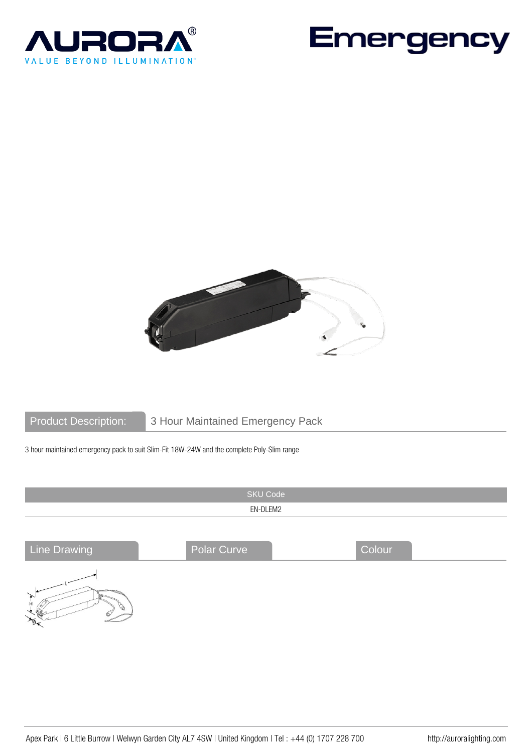AURORA®
VALUE BEYOND ILLUMINATION™

# Emergency

## Product Description: 3 Hour Maintained Emergency Pack

3 hour maintained emergency pack to suit Slim-Fit 18W-24W and the complete Poly-Slim range

| SKU Code |
| --- |
| EN-DLEM2 |

## Line Drawing

## Polar Curve

## Colour

Apex Park I 6 Little Burrow I Welwyn Garden City AL7 4SW I United Kingdom I Tel : +44 (0) 1707 228 700 http://auroralighting.com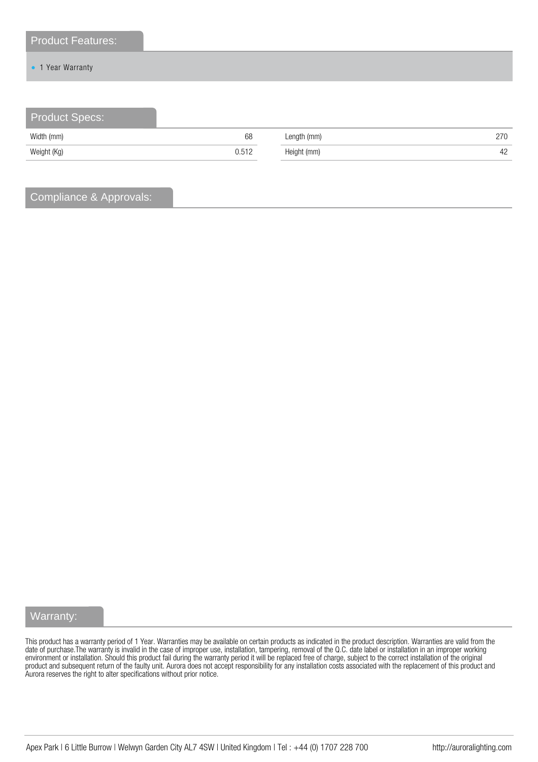## Product Features:

- 1 Year Warranty

## Product Specs:

| | | | |
|---|---|---|---|
| Width (mm) | 68 | Length (mm) | 270 |
| Weight (Kg) | 0.512 | Height (mm) | 42 |

## Compliance & Approvals:

## Warranty:

This product has a warranty period of 1 Year. Warranties may be available on certain products as indicated in the product description. Warranties are valid from the date of purchase.The warranty is invalid in the case of improper use, installation, tampering, removal of the Q.C. date label or installation in an improper working environment or installation. Should this product fail during the warranty period it will be replaced free of charge, subject to the correct installation of the original product and subsequent return of the faulty unit. Aurora does not accept responsibility for any installation costs associated with the replacement of this product and Aurora reserves the right to alter specifications without prior notice.

Apex Park | 6 Little Burrow | Welwyn Garden City AL7 4SW | United Kingdom | Tel : +44 (0) 1707 228 700 http://auroralighting.com